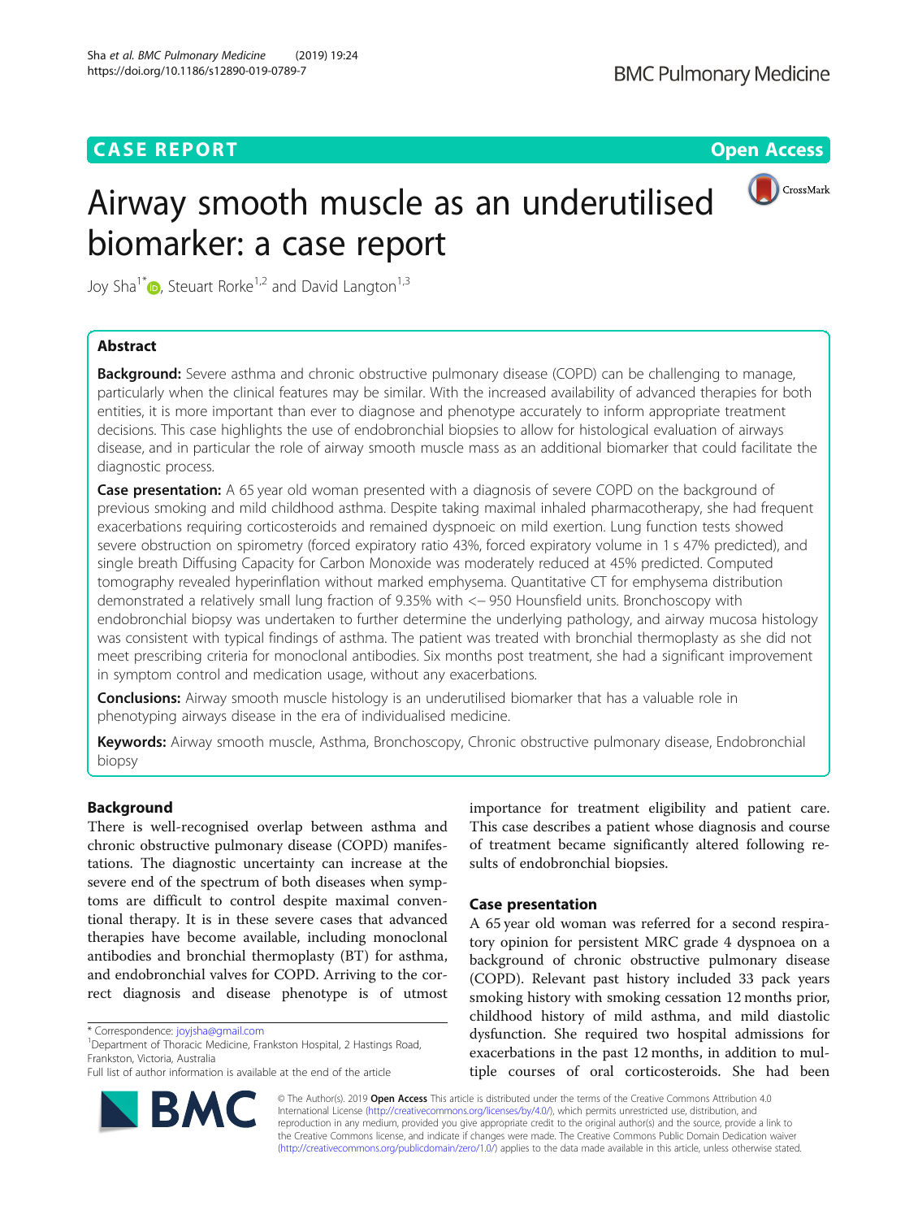# Airway smooth muscle as an underutilised biomarker: a case report

Joy Sha[1*], Steuart Rorke[1,2] and David Langton[1,3]

## Abstract

**Background:** Severe asthma and chronic obstructive pulmonary disease (COPD) can be challenging to manage, particularly when the clinical features may be similar. With the increased availability of advanced therapies for both entities, it is more important than ever to diagnose and phenotype accurately to inform appropriate treatment decisions. This case highlights the use of endobronchial biopsies to allow for histological evaluation of airways disease, and in particular the role of airway smooth muscle mass as an additional biomarker that could facilitate the diagnostic process.

**Case presentation:** A 65 year old woman presented with a diagnosis of severe COPD on the background of previous smoking and mild childhood asthma. Despite taking maximal inhaled pharmacotherapy, she had frequent exacerbations requiring corticosteroids and remained dyspnoeic on mild exertion. Lung function tests showed severe obstruction on spirometry (forced expiratory ratio 43%, forced expiratory volume in 1 s 47% predicted), and single breath Diffusing Capacity for Carbon Monoxide was moderately reduced at 45% predicted. Computed tomography revealed hyperinflation without marked emphysema. Quantitative CT for emphysema distribution demonstrated a relatively small lung fraction of 9.35% with <− 950 Hounsfield units. Bronchoscopy with endobronchial biopsy was undertaken to further determine the underlying pathology, and airway mucosa histology was consistent with typical findings of asthma. The patient was treated with bronchial thermoplasty as she did not meet prescribing criteria for monoclonal antibodies. Six months post treatment, she had a significant improvement in symptom control and medication usage, without any exacerbations.

**Conclusions:** Airway smooth muscle histology is an underutilised biomarker that has a valuable role in phenotyping airways disease in the era of individualised medicine.

**Keywords:** Airway smooth muscle, Asthma, Bronchoscopy, Chronic obstructive pulmonary disease, Endobronchial biopsy

## Background

There is well-recognised overlap between asthma and chronic obstructive pulmonary disease (COPD) manifestations. The diagnostic uncertainty can increase at the severe end of the spectrum of both diseases when symptoms are difficult to control despite maximal conventional therapy. It is in these severe cases that advanced therapies have become available, including monoclonal antibodies and bronchial thermoplasty (BT) for asthma, and endobronchial valves for COPD. Arriving to the correct diagnosis and disease phenotype is of utmost importance for treatment eligibility and patient care. This case describes a patient whose diagnosis and course of treatment became significantly altered following results of endobronchial biopsies.

## Case presentation

A 65 year old woman was referred for a second respiratory opinion for persistent MRC grade 4 dyspnoea on a background of chronic obstructive pulmonary disease (COPD). Relevant past history included 33 pack years smoking history with smoking cessation 12 months prior, childhood history of mild asthma, and mild diastolic dysfunction. She required two hospital admissions for exacerbations in the past 12 months, in addition to multiple courses of oral corticosteroids. She had been

\* Correspondence: joyjsha@gmail.com

[1]Department of Thoracic Medicine, Frankston Hospital, 2 Hastings Road, Frankston, Victoria, Australia

Full list of author information is available at the end of the article

© The Author(s). 2019 **Open Access** This article is distributed under the terms of the Creative Commons Attribution 4.0 International License (http://creativecommons.org/licenses/by/4.0/), which permits unrestricted use, distribution, and reproduction in any medium, provided you give appropriate credit to the original author(s) and the source, provide a link to the Creative Commons license, and indicate if changes were made. The Creative Commons Public Domain Dedication waiver (http://creativecommons.org/publicdomain/zero/1.0/) applies to the data made available in this article, unless otherwise stated.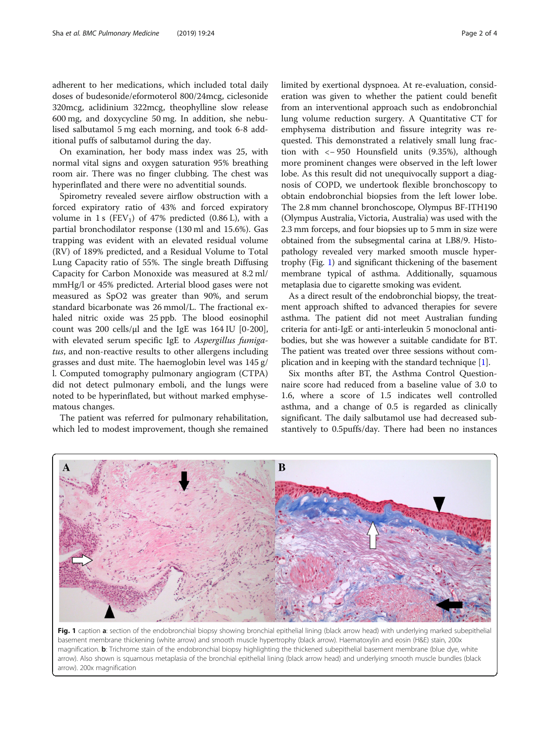adherent to her medications, which included total daily doses of budesonide/eformoterol 800/24mcg, ciclesonide 320mcg, aclidinium 322mcg, theophylline slow release 600 mg, and doxycycline 50 mg. In addition, she nebulised salbutamol 5 mg each morning, and took 6-8 additional puffs of salbutamol during the day.

On examination, her body mass index was 25, with normal vital signs and oxygen saturation 95% breathing room air. There was no finger clubbing. The chest was hyperinflated and there were no adventitial sounds.

Spirometry revealed severe airflow obstruction with a forced expiratory ratio of 43% and forced expiratory volume in 1 s ($FEV_1$) of 47% predicted (0.86 L), with a partial bronchodilator response (130 ml and 15.6%). Gas trapping was evident with an elevated residual volume (RV) of 189% predicted, and a Residual Volume to Total Lung Capacity ratio of 55%. The single breath Diffusing Capacity for Carbon Monoxide was measured at 8.2 ml/mmHg/l or 45% predicted. Arterial blood gases were not measured as SpO2 was greater than 90%, and serum standard bicarbonate was 26 mmol/L. The fractional exhaled nitric oxide was 25 ppb. The blood eosinophil count was 200 cells/μl and the IgE was 164 IU [0-200], with elevated serum specific IgE to *Aspergillus fumigatus*, and non-reactive results to other allergens including grasses and dust mite. The haemoglobin level was 145 g/l. Computed tomography pulmonary angiogram (CTPA) did not detect pulmonary emboli, and the lungs were noted to be hyperinflated, but without marked emphysematous changes.

The patient was referred for pulmonary rehabilitation, which led to modest improvement, though she remained limited by exertional dyspnoea. At re-evaluation, consideration was given to whether the patient could benefit from an interventional approach such as endobronchial lung volume reduction surgery. A Quantitative CT for emphysema distribution and fissure integrity was requested. This demonstrated a relatively small lung fraction with <− 950 Hounsfield units (9.35%), although more prominent changes were observed in the left lower lobe. As this result did not unequivocally support a diagnosis of COPD, we undertook flexible bronchoscopy to obtain endobronchial biopsies from the left lower lobe. The 2.8 mm channel bronchoscope, Olympus BF-ITH190 (Olympus Australia, Victoria, Australia) was used with the 2.3 mm forceps, and four biopsies up to 5 mm in size were obtained from the subsegmental carina at LB8/9. Histopathology revealed very marked smooth muscle hypertrophy (Fig. 1) and significant thickening of the basement membrane typical of asthma. Additionally, squamous metaplasia due to cigarette smoking was evident.

As a direct result of the endobronchial biopsy, the treatment approach shifted to advanced therapies for severe asthma. The patient did not meet Australian funding criteria for anti-IgE or anti-interleukin 5 monoclonal antibodies, but she was however a suitable candidate for BT. The patient was treated over three sessions without complication and in keeping with the standard technique [1].

Six months after BT, the Asthma Control Questionnaire score had reduced from a baseline value of 3.0 to 1.6, where a score of 1.5 indicates well controlled asthma, and a change of 0.5 is regarded as clinically significant. The daily salbutamol use had decreased substantively to 0.5puffs/day. There had been no instances

**Fig. 1** caption **a**: section of the endobronchial biopsy showing bronchial epithelial lining (black arrow head) with underlying marked subepithelial basement membrane thickening (white arrow) and smooth muscle hypertrophy (black arrow). Haematoxylin and eosin (H&E) stain, 200x magnification. **b**: Trichrome stain of the endobronchial biopsy highlighting the thickened subepithelial basement membrane (blue dye, white arrow). Also shown is squamous metaplasia of the bronchial epithelial lining (black arrow head) and underlying smooth muscle bundles (black arrow). 200x magnification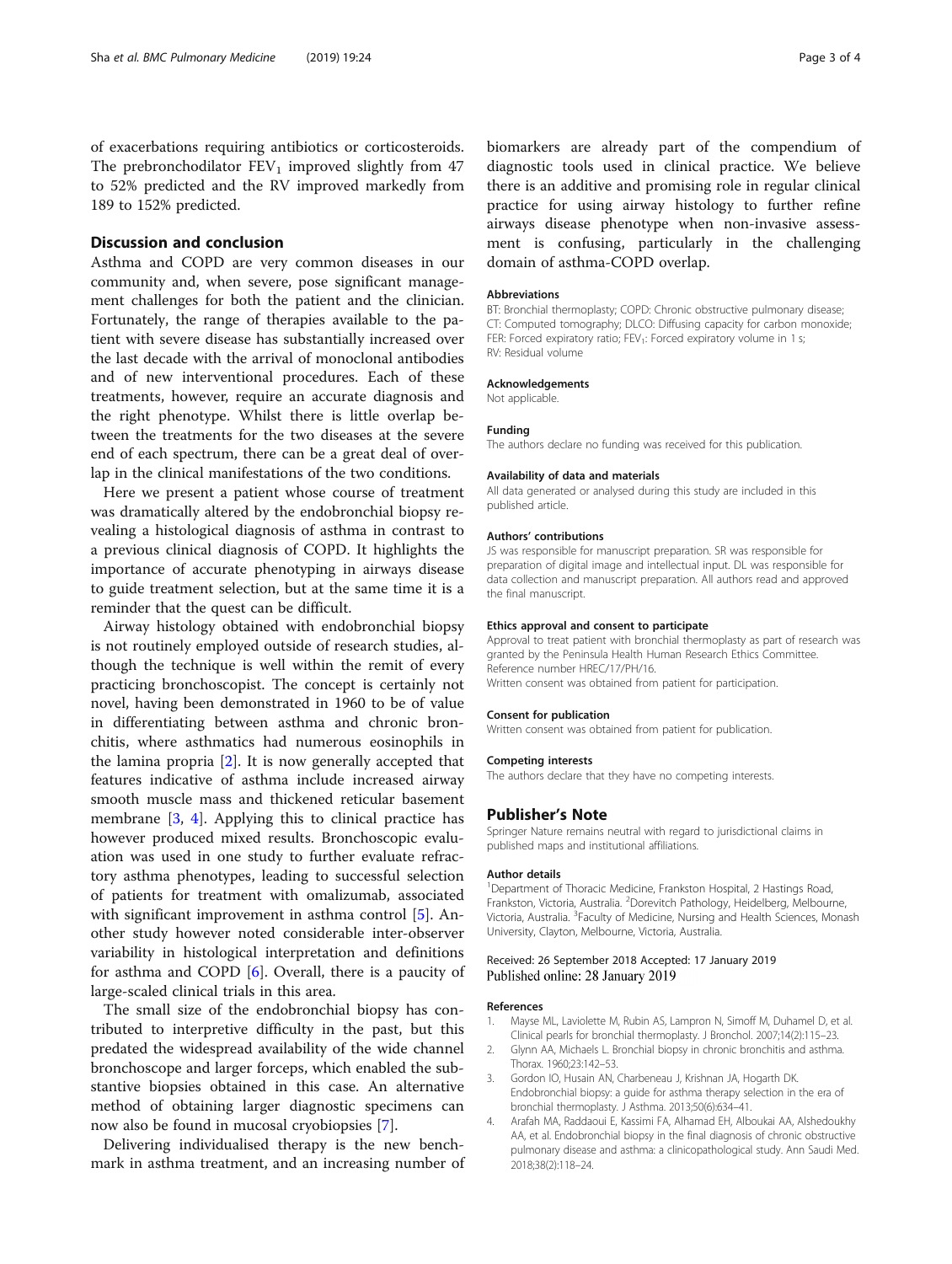of exacerbations requiring antibiotics or corticosteroids. The prebronchodilator $FEV_1$ improved slightly from 47 to 52% predicted and the RV improved markedly from 189 to 152% predicted.

## Discussion and conclusion

Asthma and COPD are very common diseases in our community and, when severe, pose significant management challenges for both the patient and the clinician. Fortunately, the range of therapies available to the patient with severe disease has substantially increased over the last decade with the arrival of monoclonal antibodies and of new interventional procedures. Each of these treatments, however, require an accurate diagnosis and the right phenotype. Whilst there is little overlap between the treatments for the two diseases at the severe end of each spectrum, there can be a great deal of overlap in the clinical manifestations of the two conditions.

Here we present a patient whose course of treatment was dramatically altered by the endobronchial biopsy revealing a histological diagnosis of asthma in contrast to a previous clinical diagnosis of COPD. It highlights the importance of accurate phenotyping in airways disease to guide treatment selection, but at the same time it is a reminder that the quest can be difficult.

Airway histology obtained with endobronchial biopsy is not routinely employed outside of research studies, although the technique is well within the remit of every practicing bronchoscopist. The concept is certainly not novel, having been demonstrated in 1960 to be of value in differentiating between asthma and chronic bronchitis, where asthmatics had numerous eosinophils in the lamina propria [2]. It is now generally accepted that features indicative of asthma include increased airway smooth muscle mass and thickened reticular basement membrane [3, 4]. Applying this to clinical practice has however produced mixed results. Bronchoscopic evaluation was used in one study to further evaluate refractory asthma phenotypes, leading to successful selection of patients for treatment with omalizumab, associated with significant improvement in asthma control [5]. Another study however noted considerable inter-observer variability in histological interpretation and definitions for asthma and COPD [6]. Overall, there is a paucity of large-scaled clinical trials in this area.

The small size of the endobronchial biopsy has contributed to interpretive difficulty in the past, but this predated the widespread availability of the wide channel bronchoscope and larger forceps, which enabled the substantive biopsies obtained in this case. An alternative method of obtaining larger diagnostic specimens can now also be found in mucosal cryobiopsies [7].

Delivering individualised therapy is the new benchmark in asthma treatment, and an increasing number of biomarkers are already part of the compendium of diagnostic tools used in clinical practice. We believe there is an additive and promising role in regular clinical practice for using airway histology to further refine airways disease phenotype when non-invasive assessment is confusing, particularly in the challenging domain of asthma-COPD overlap.

#### Abbreviations

BT: Bronchial thermoplasty; COPD: Chronic obstructive pulmonary disease; CT: Computed tomography; DLCO: Diffusing capacity for carbon monoxide; FER: Forced expiratory ratio; $FEV_1$: Forced expiratory volume in 1 s; RV: Residual volume

#### Acknowledgements

Not applicable.

#### Funding

The authors declare no funding was received for this publication.

#### Availability of data and materials

All data generated or analysed during this study are included in this published article.

#### Authors' contributions

JS was responsible for manuscript preparation. SR was responsible for preparation of digital image and intellectual input. DL was responsible for data collection and manuscript preparation. All authors read and approved the final manuscript.

#### Ethics approval and consent to participate

Approval to treat patient with bronchial thermoplasty as part of research was granted by the Peninsula Health Human Research Ethics Committee. Reference number HREC/17/PH/16.
Written consent was obtained from patient for participation.

#### Consent for publication

Written consent was obtained from patient for publication.

#### Competing interests

The authors declare that they have no competing interests.

## Publisher's Note

Springer Nature remains neutral with regard to jurisdictional claims in published maps and institutional affiliations.

#### Author details

[1]Department of Thoracic Medicine, Frankston Hospital, 2 Hastings Road, Frankston, Victoria, Australia. [2]Dorevitch Pathology, Heidelberg, Melbourne, Victoria, Australia. [3]Faculty of Medicine, Nursing and Health Sciences, Monash University, Clayton, Melbourne, Victoria, Australia.

Received: 26 September 2018 Accepted: 17 January 2019
Published online: 28 January 2019

#### References

1. Mayse ML, Laviolette M, Rubin AS, Lampron N, Simoff M, Duhamel D, et al. Clinical pearls for bronchial thermoplasty. J Bronchol. 2007;14(2):115–23.
2. Glynn AA, Michaels L. Bronchial biopsy in chronic bronchitis and asthma. Thorax. 1960;23:142–53.
3. Gordon IO, Husain AN, Charbeneau J, Krishnan JA, Hogarth DK. Endobronchial biopsy: a guide for asthma therapy selection in the era of bronchial thermoplasty. J Asthma. 2013;50(6):634–41.
4. Arafah MA, Raddaoui E, Kassimi FA, Alhamad EH, Alboukai AA, Alshedoukhy AA, et al. Endobronchial biopsy in the final diagnosis of chronic obstructive pulmonary disease and asthma: a clinicopathological study. Ann Saudi Med. 2018;38(2):118–24.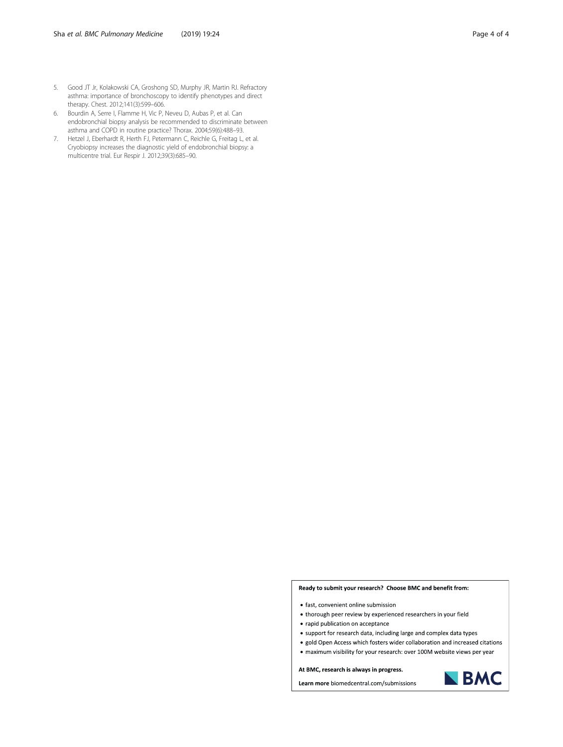5. Good JT Jr, Kolakowski CA, Groshong SD, Murphy JR, Martin RJ. Refractory asthma: importance of bronchoscopy to identify phenotypes and direct therapy. Chest. 2012;141(3):599–606.
6. Bourdin A, Serre I, Flamme H, Vic P, Neveu D, Aubas P, et al. Can endobronchial biopsy analysis be recommended to discriminate between asthma and COPD in routine practice? Thorax. 2004;59(6):488–93.
7. Hetzel J, Eberhardt R, Herth FJ, Petermann C, Reichle G, Freitag L, et al. Cryobiopsy increases the diagnostic yield of endobronchial biopsy: a multicentre trial. Eur Respir J. 2012;39(3):685–90.

**Ready to submit your research? Choose BMC and benefit from:**

- fast, convenient online submission
- thorough peer review by experienced researchers in your field
- rapid publication on acceptance
- support for research data, including large and complex data types
- gold Open Access which fosters wider collaboration and increased citations
- maximum visibility for your research: over 100M website views per year

**At BMC, research is always in progress.**

**Learn more** biomedcentral.com/submissions

BMC